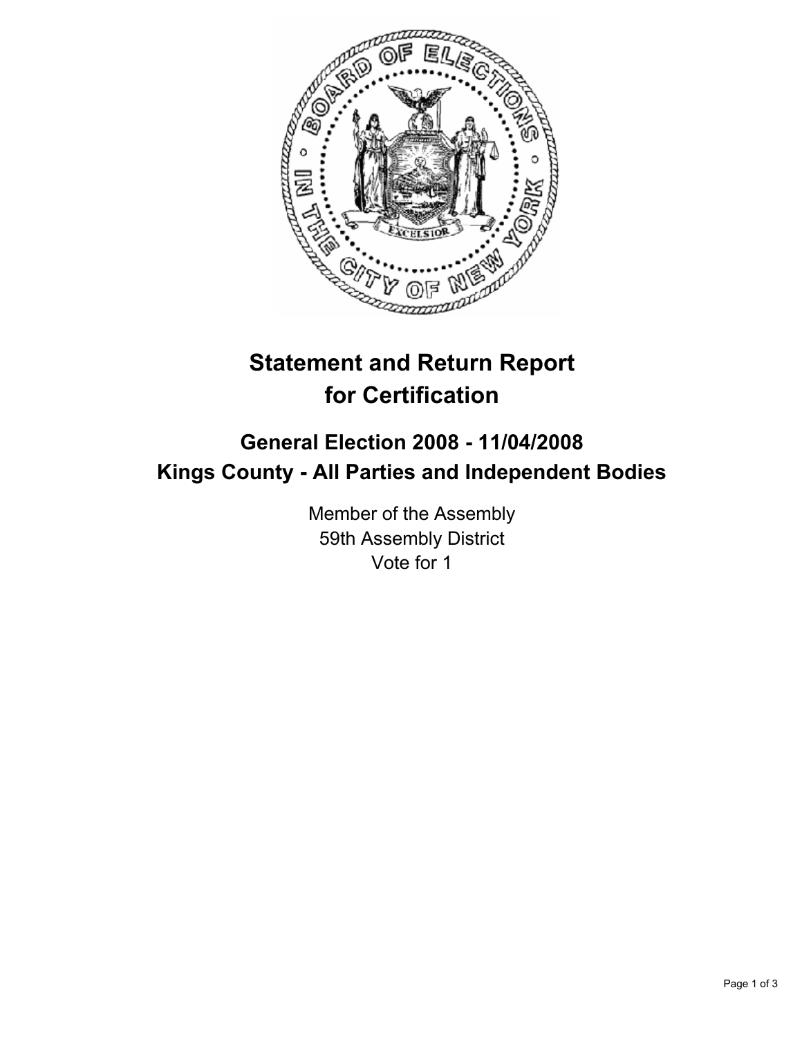# Statement and Return Report for Certification

## General Election 2008 - 11/04/2008
## Kings County - All Parties and Independent Bodies

Member of the Assembly
59th Assembly District
Vote for 1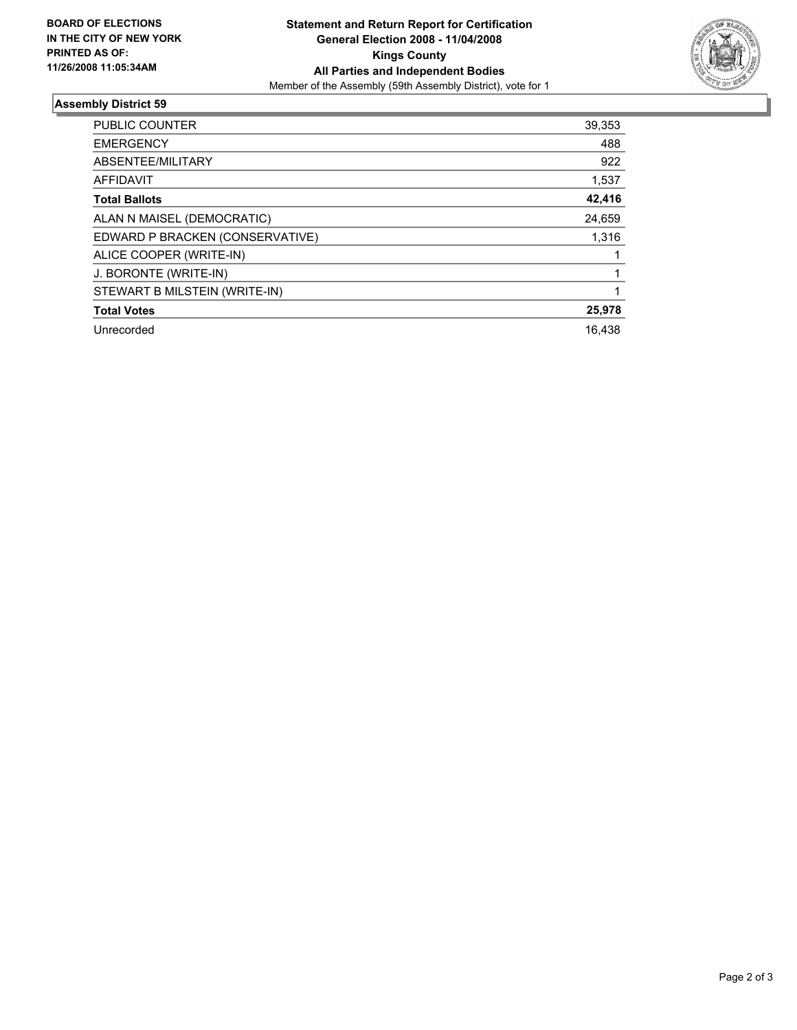**BOARD OF ELECTIONS IN THE CITY OF NEW YORK PRINTED AS OF: 11/26/2008 11:05:34AM**

# Statement and Return Report for Certification General Election 2008 - 11/04/2008 Kings County All Parties and Independent Bodies

Member of the Assembly (59th Assembly District), vote for 1

## Assembly District 59

| | |
|---|---|
| PUBLIC COUNTER | 39,353 |
| EMERGENCY | 488 |
| ABSENTEE/MILITARY | 922 |
| AFFIDAVIT | 1,537 |
| **Total Ballots** | **42,416** |
| ALAN N MAISEL (DEMOCRATIC) | 24,659 |
| EDWARD P BRACKEN (CONSERVATIVE) | 1,316 |
| ALICE COOPER (WRITE-IN) | 1 |
| J. BORONTE (WRITE-IN) | 1 |
| STEWART B MILSTEIN (WRITE-IN) | 1 |
| **Total Votes** | **25,978** |
| Unrecorded | 16,438 |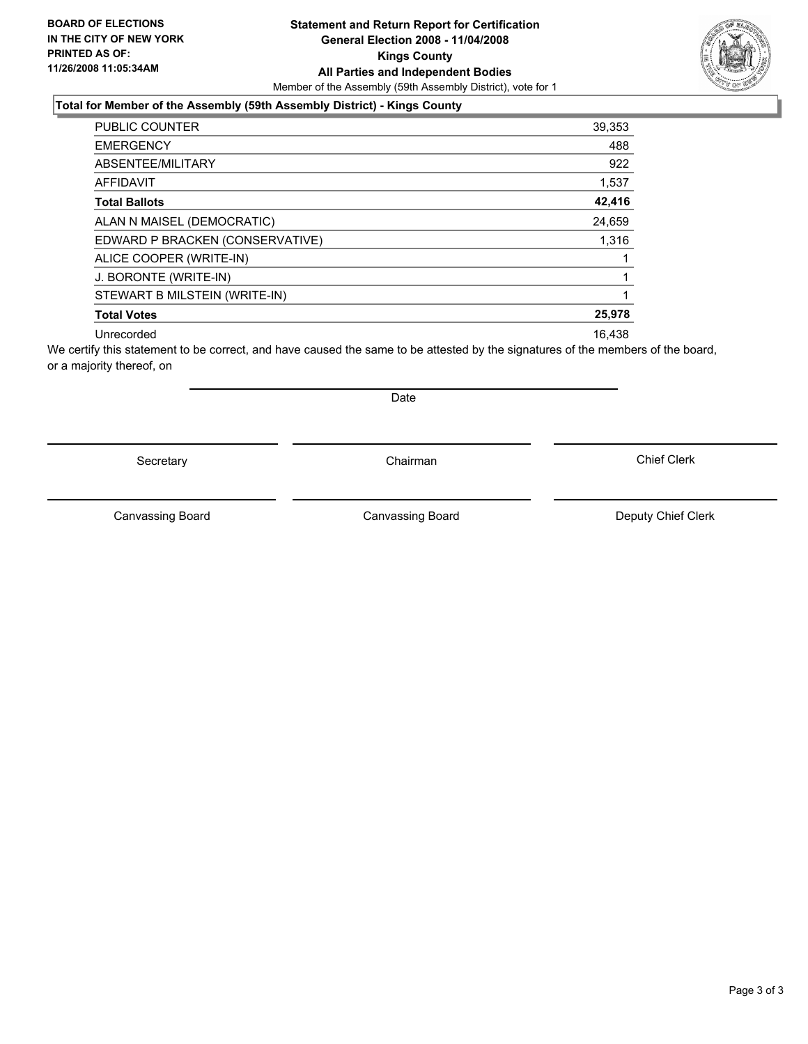**BOARD OF ELECTIONS IN THE CITY OF NEW YORK PRINTED AS OF: 11/26/2008 11:05:34AM**

# Statement and Return Report for Certification General Election 2008 - 11/04/2008 Kings County All Parties and Independent Bodies

Member of the Assembly (59th Assembly District), vote for 1

## Total for Member of the Assembly (59th Assembly District) - Kings County

| | |
|---|---|
| PUBLIC COUNTER | 39,353 |
| EMERGENCY | 488 |
| ABSENTEE/MILITARY | 922 |
| AFFIDAVIT | 1,537 |
| **Total Ballots** | **42,416** |
| ALAN N MAISEL (DEMOCRATIC) | 24,659 |
| EDWARD P BRACKEN (CONSERVATIVE) | 1,316 |
| ALICE COOPER (WRITE-IN) | 1 |
| J. BORONTE (WRITE-IN) | 1 |
| STEWART B MILSTEIN (WRITE-IN) | 1 |
| **Total Votes** | **25,978** |
| Unrecorded | 16,438 |

We certify this statement to be correct, and have caused the same to be attested by the signatures of the members of the board, or a majority thereof, on

Date

Secretary | Chairman | Chief Clerk

Canvassing Board | Canvassing Board | Deputy Chief Clerk